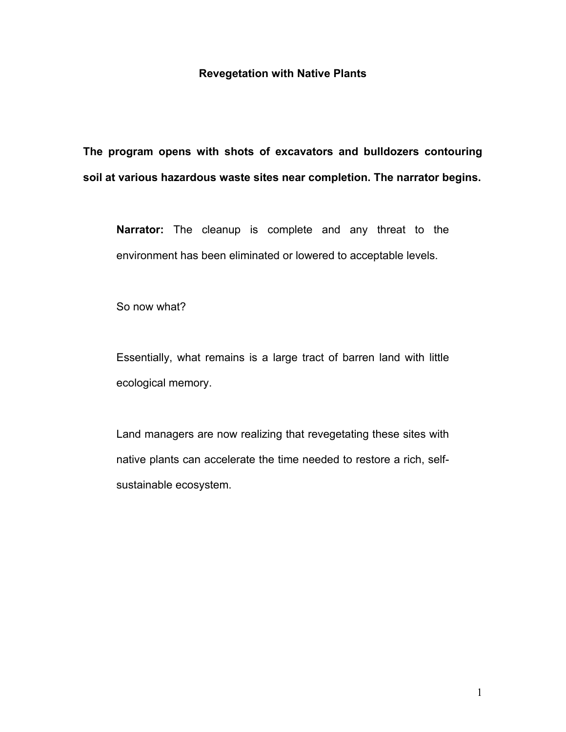# Revegetation with Native Plants

**The program opens with shots of excavators and bulldozers contouring soil at various hazardous waste sites near completion. The narrator begins.**

**Narrator:** The cleanup is complete and any threat to the environment has been eliminated or lowered to acceptable levels.

So now what?

Essentially, what remains is a large tract of barren land with little ecological memory.

Land managers are now realizing that revegetating these sites with native plants can accelerate the time needed to restore a rich, self-sustainable ecosystem.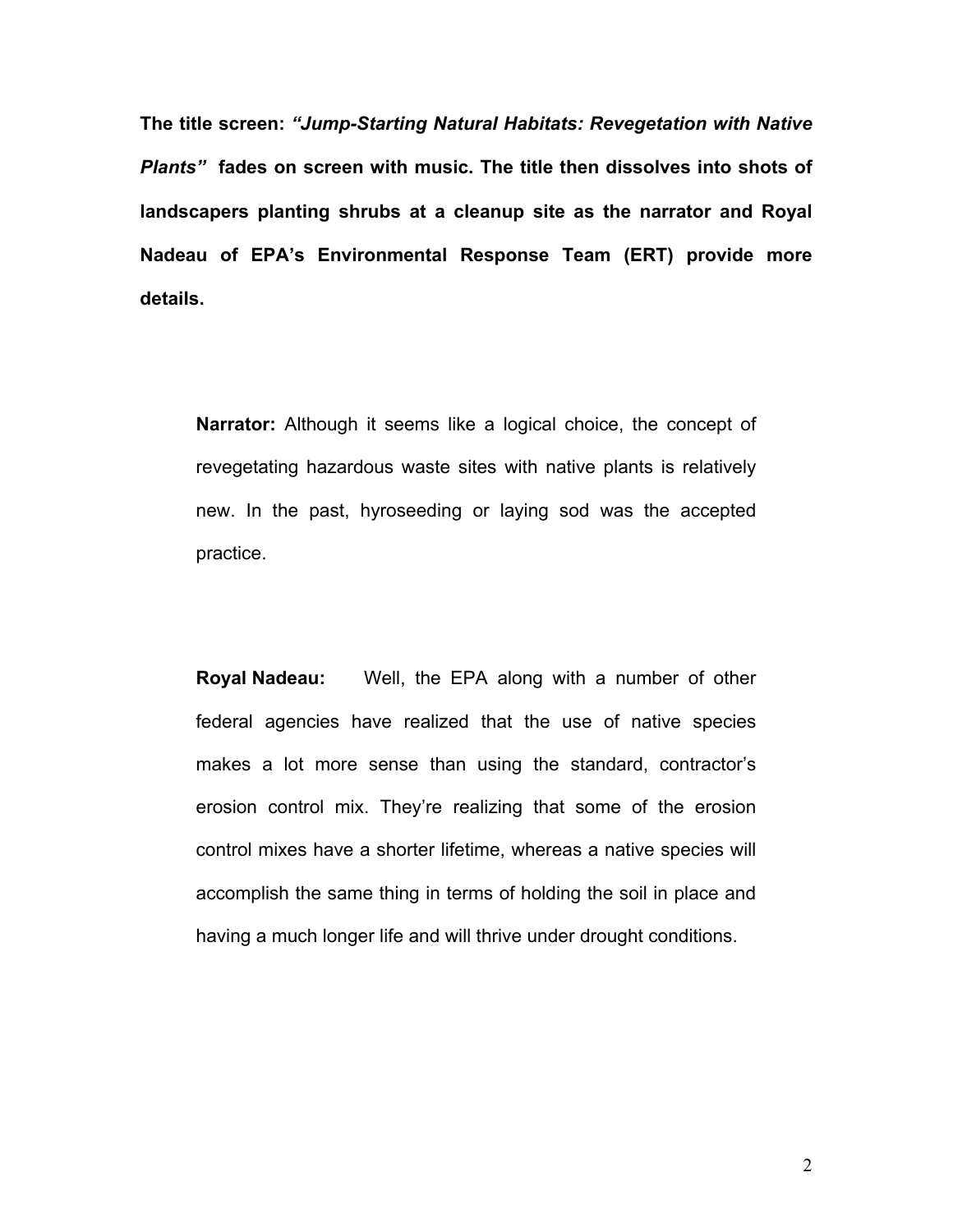**The title screen: *"Jump-Starting Natural Habitats: Revegetation with Native Plants"* fades on screen with music. The title then dissolves into shots of landscapers planting shrubs at a cleanup site as the narrator and Royal Nadeau of EPA's Environmental Response Team (ERT) provide more details.**

**Narrator:** Although it seems like a logical choice, the concept of revegetating hazardous waste sites with native plants is relatively new. In the past, hyroseeding or laying sod was the accepted practice.

**Royal Nadeau:** Well, the EPA along with a number of other federal agencies have realized that the use of native species makes a lot more sense than using the standard, contractor's erosion control mix. They're realizing that some of the erosion control mixes have a shorter lifetime, whereas a native species will accomplish the same thing in terms of holding the soil in place and having a much longer life and will thrive under drought conditions.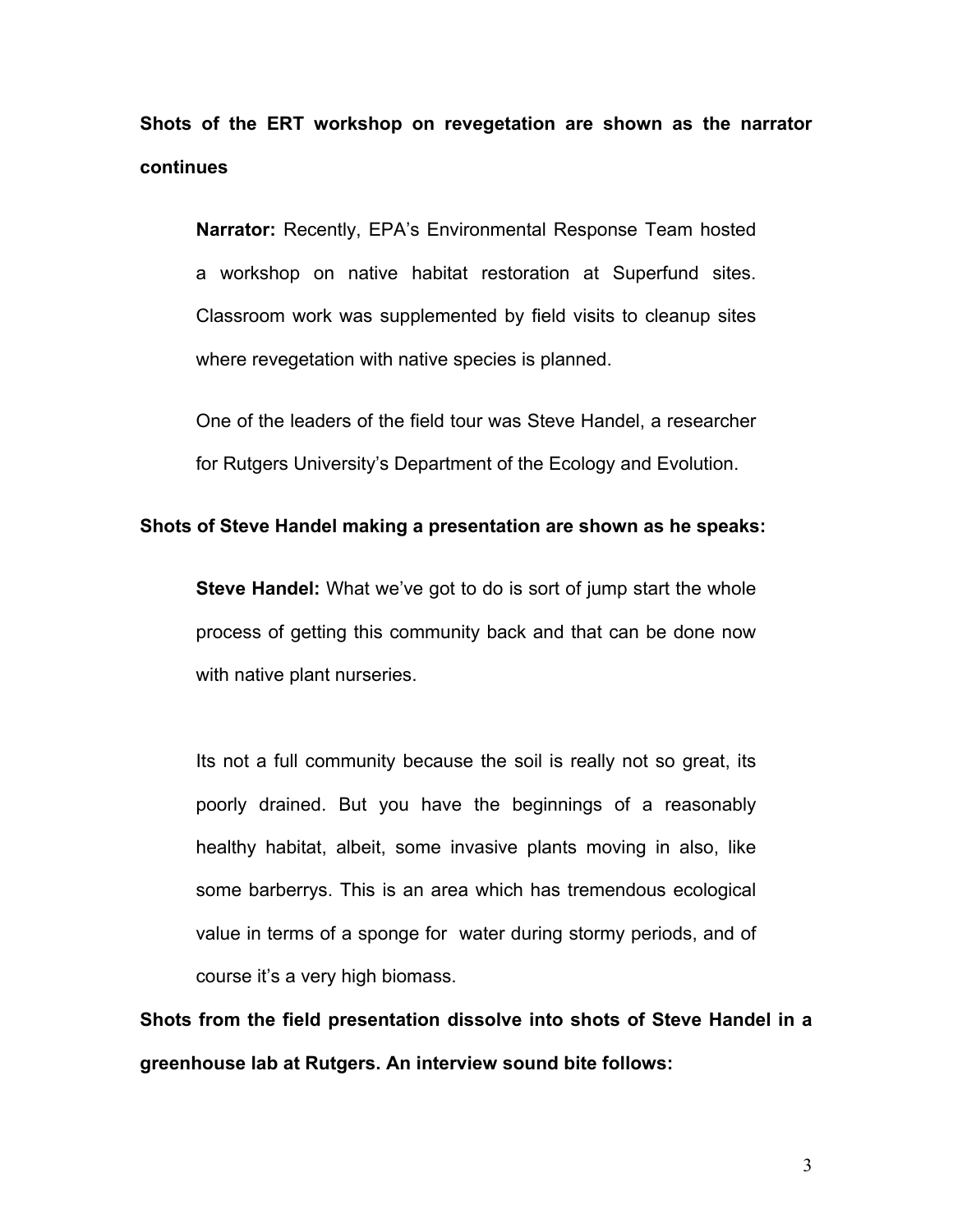**Shots of the ERT workshop on revegetation are shown as the narrator continues**

**Narrator:** Recently, EPA's Environmental Response Team hosted a workshop on native habitat restoration at Superfund sites. Classroom work was supplemented by field visits to cleanup sites where revegetation with native species is planned.

One of the leaders of the field tour was Steve Handel, a researcher for Rutgers University's Department of the Ecology and Evolution.

**Shots of Steve Handel making a presentation are shown as he speaks:**

**Steve Handel:** What we've got to do is sort of jump start the whole process of getting this community back and that can be done now with native plant nurseries.

Its not a full community because the soil is really not so great, its poorly drained. But you have the beginnings of a reasonably healthy habitat, albeit, some invasive plants moving in also, like some barberrys. This is an area which has tremendous ecological value in terms of a sponge for water during stormy periods, and of course it's a very high biomass.

**Shots from the field presentation dissolve into shots of Steve Handel in a greenhouse lab at Rutgers. An interview sound bite follows:**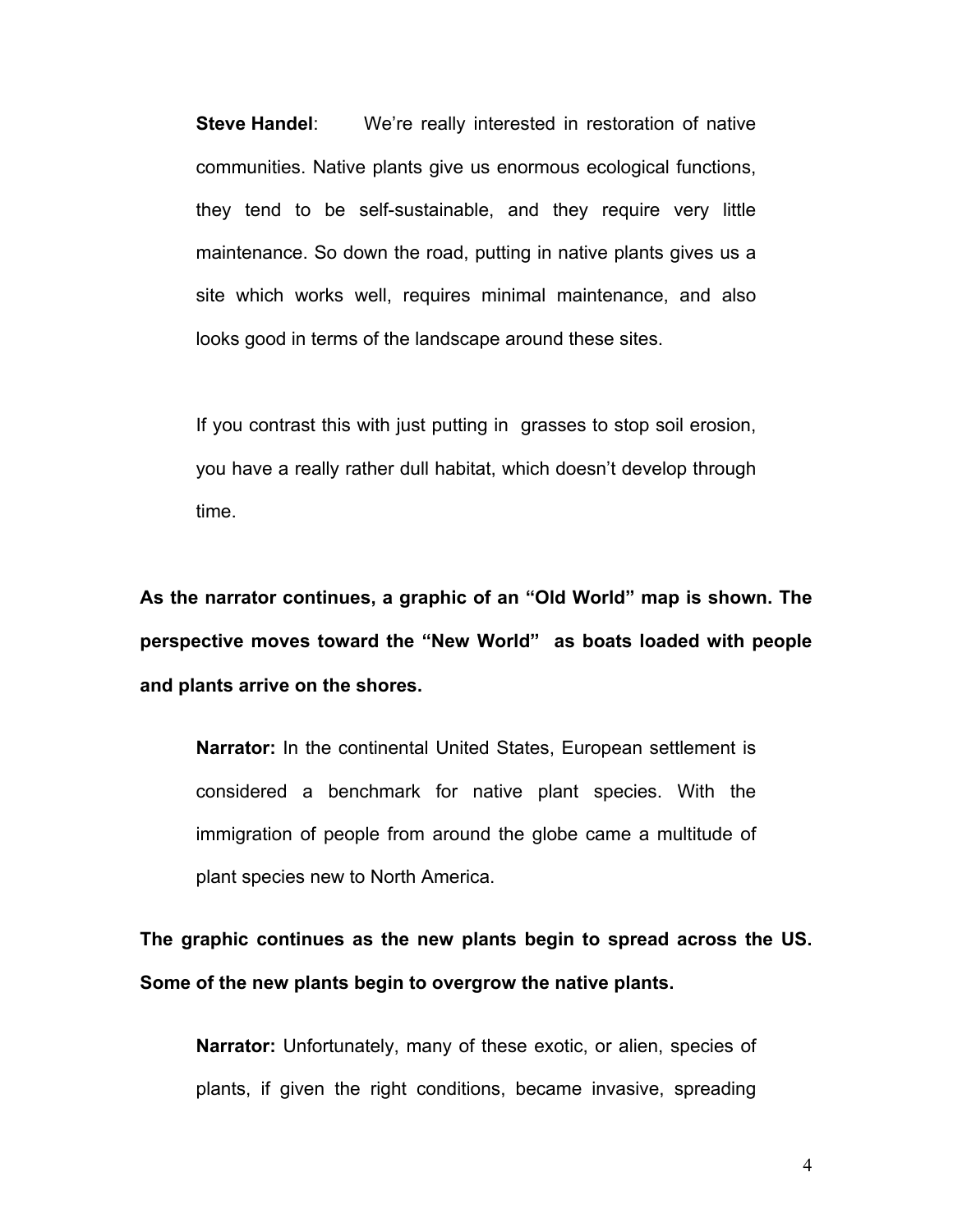**Steve Handel**: We're really interested in restoration of native communities. Native plants give us enormous ecological functions, they tend to be self-sustainable, and they require very little maintenance. So down the road, putting in native plants gives us a site which works well, requires minimal maintenance, and also looks good in terms of the landscape around these sites.

If you contrast this with just putting in grasses to stop soil erosion, you have a really rather dull habitat, which doesn't develop through time.

**As the narrator continues, a graphic of an "Old World" map is shown. The perspective moves toward the "New World" as boats loaded with people and plants arrive on the shores.**

**Narrator:** In the continental United States, European settlement is considered a benchmark for native plant species. With the immigration of people from around the globe came a multitude of plant species new to North America.

**The graphic continues as the new plants begin to spread across the US. Some of the new plants begin to overgrow the native plants.**

**Narrator:** Unfortunately, many of these exotic, or alien, species of plants, if given the right conditions, became invasive, spreading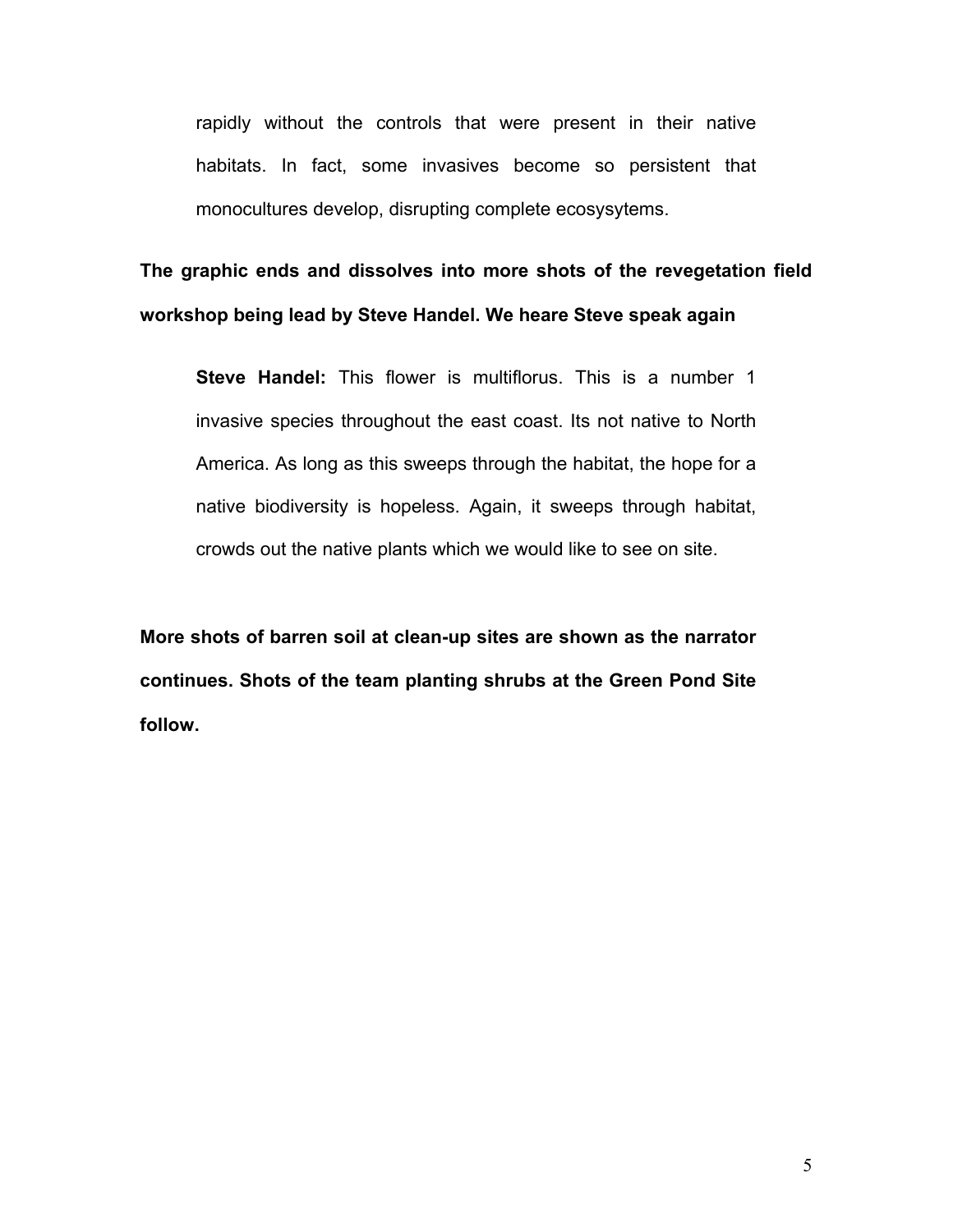rapidly without the controls that were present in their native habitats. In fact, some invasives become so persistent that monocultures develop, disrupting complete ecosysytems.

**The graphic ends and dissolves into more shots of the revegetation field workshop being lead by Steve Handel. We heare Steve speak again**

**Steve Handel:** This flower is multiflorus. This is a number 1 invasive species throughout the east coast. Its not native to North America. As long as this sweeps through the habitat, the hope for a native biodiversity is hopeless. Again, it sweeps through habitat, crowds out the native plants which we would like to see on site.

**More shots of barren soil at clean-up sites are shown as the narrator continues. Shots of the team planting shrubs at the Green Pond Site follow.**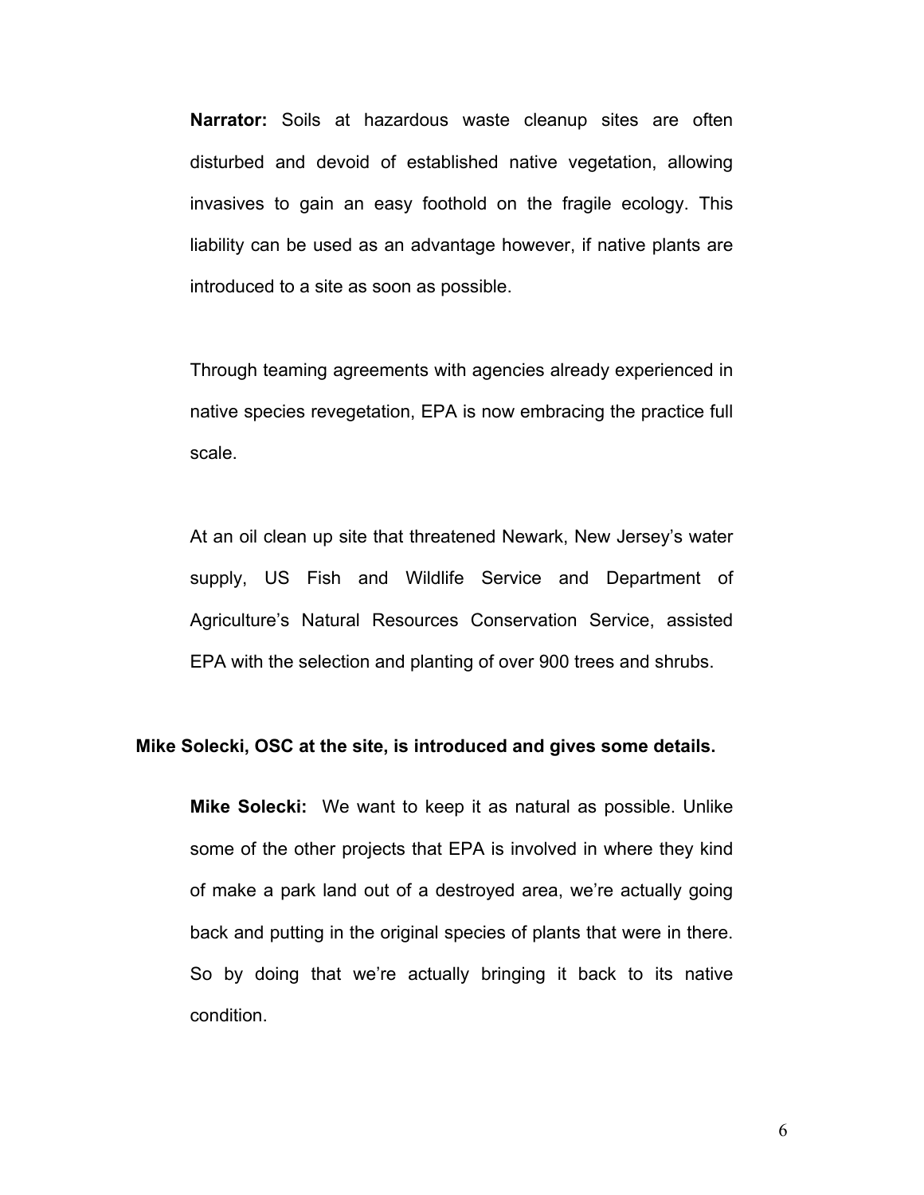**Narrator:** Soils at hazardous waste cleanup sites are often disturbed and devoid of established native vegetation, allowing invasives to gain an easy foothold on the fragile ecology. This liability can be used as an advantage however, if native plants are introduced to a site as soon as possible.

Through teaming agreements with agencies already experienced in native species revegetation, EPA is now embracing the practice full scale.

At an oil clean up site that threatened Newark, New Jersey's water supply, US Fish and Wildlife Service and Department of Agriculture's Natural Resources Conservation Service, assisted EPA with the selection and planting of over 900 trees and shrubs.

**Mike Solecki, OSC at the site, is introduced and gives some details.**

**Mike Solecki:** We want to keep it as natural as possible. Unlike some of the other projects that EPA is involved in where they kind of make a park land out of a destroyed area, we're actually going back and putting in the original species of plants that were in there. So by doing that we're actually bringing it back to its native condition.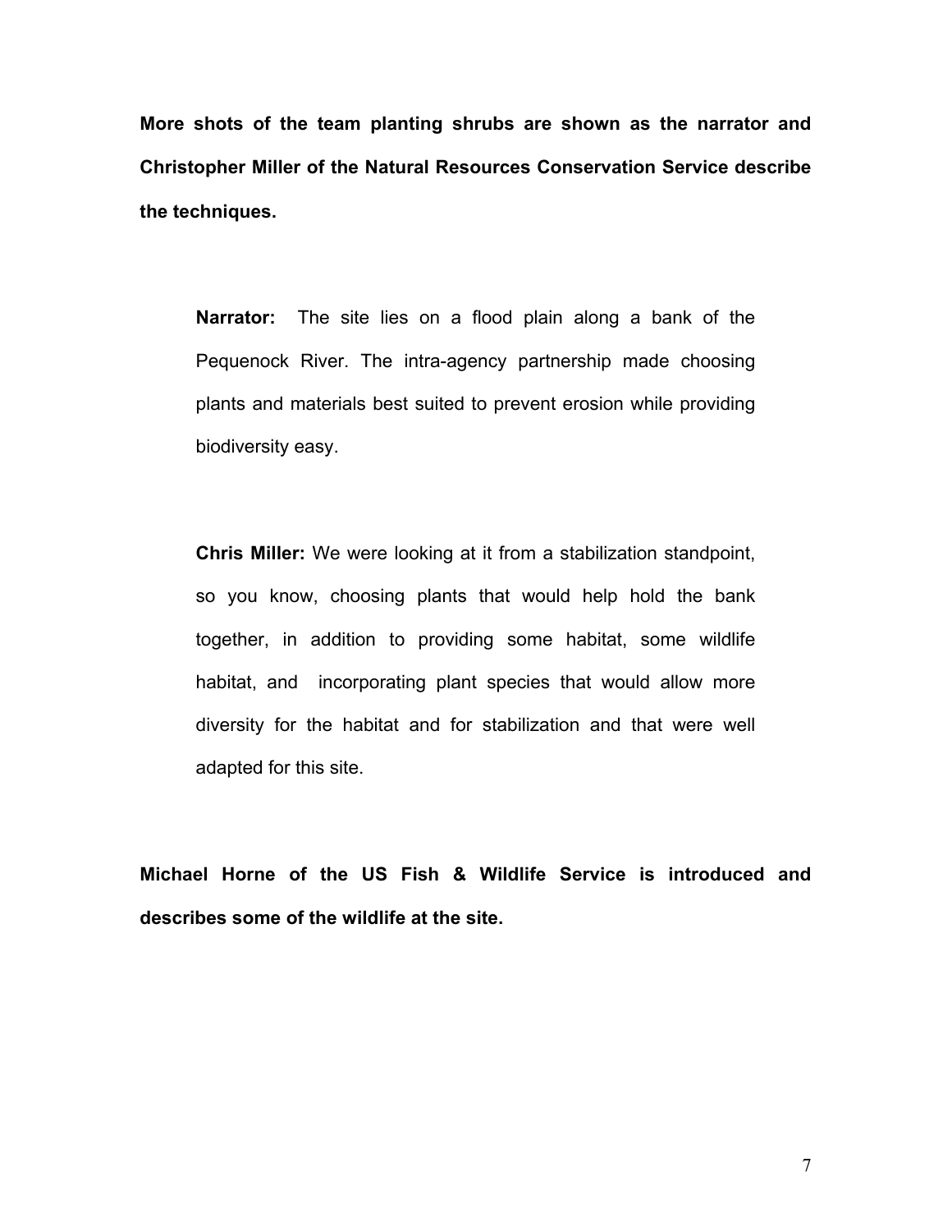**More shots of the team planting shrubs are shown as the narrator and Christopher Miller of the Natural Resources Conservation Service describe the techniques.**

> **Narrator:** The site lies on a flood plain along a bank of the Pequenock River. The intra-agency partnership made choosing plants and materials best suited to prevent erosion while providing biodiversity easy.

> **Chris Miller:** We were looking at it from a stabilization standpoint, so you know, choosing plants that would help hold the bank together, in addition to providing some habitat, some wildlife habitat, and incorporating plant species that would allow more diversity for the habitat and for stabilization and that were well adapted for this site.

**Michael Horne of the US Fish & Wildlife Service is introduced and describes some of the wildlife at the site.**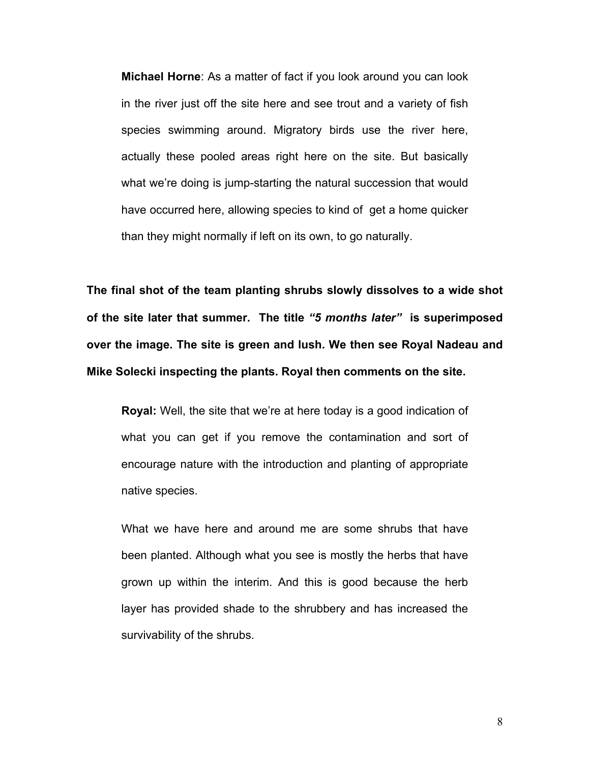**Michael Horne**: As a matter of fact if you look around you can look in the river just off the site here and see trout and a variety of fish species swimming around. Migratory birds use the river here, actually these pooled areas right here on the site. But basically what we're doing is jump-starting the natural succession that would have occurred here, allowing species to kind of get a home quicker than they might normally if left on its own, to go naturally.

**The final shot of the team planting shrubs slowly dissolves to a wide shot of the site later that summer. The title *"5 months later"* is superimposed over the image. The site is green and lush. We then see Royal Nadeau and Mike Solecki inspecting the plants. Royal then comments on the site.**

**Royal:** Well, the site that we're at here today is a good indication of what you can get if you remove the contamination and sort of encourage nature with the introduction and planting of appropriate native species.

What we have here and around me are some shrubs that have been planted. Although what you see is mostly the herbs that have grown up within the interim. And this is good because the herb layer has provided shade to the shrubbery and has increased the survivability of the shrubs.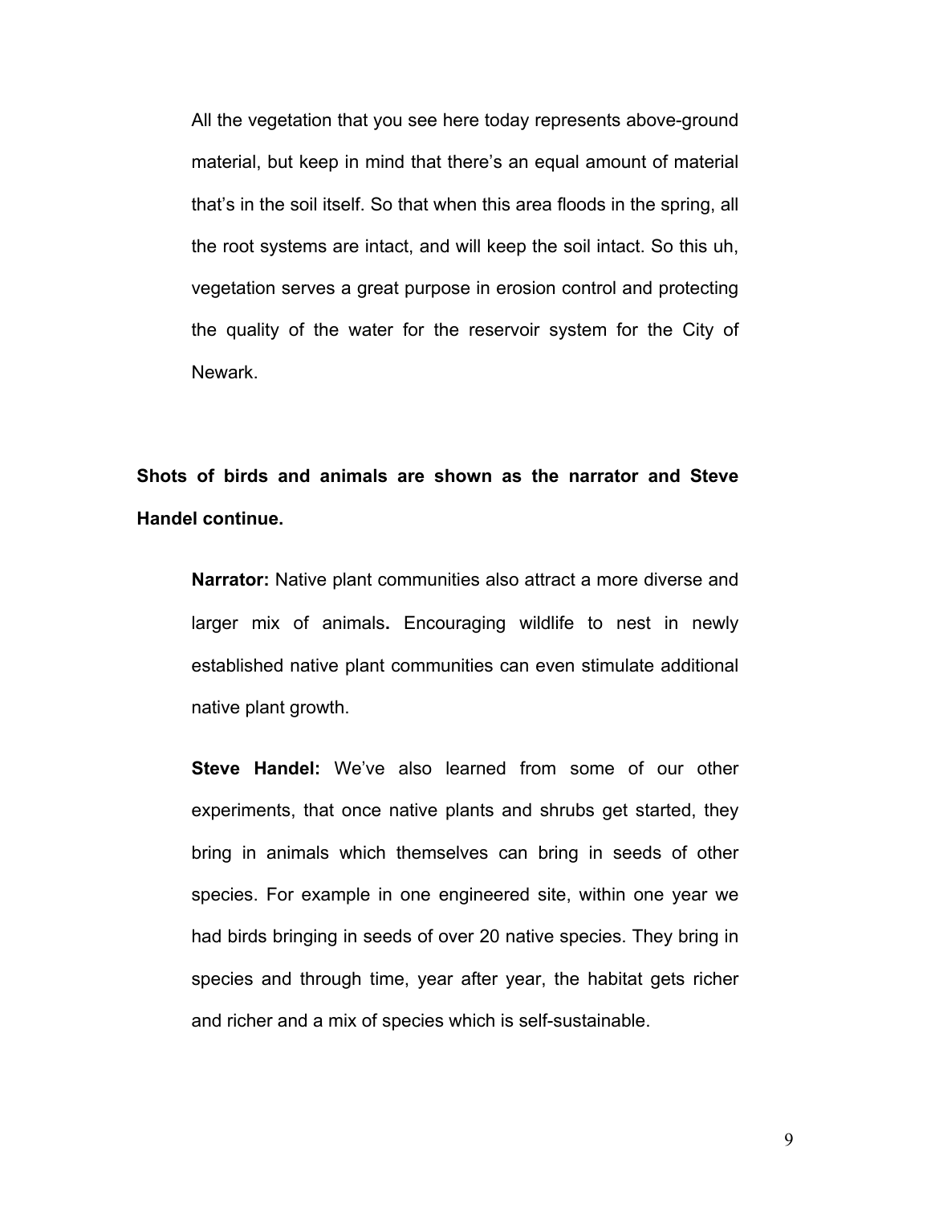All the vegetation that you see here today represents above-ground material, but keep in mind that there's an equal amount of material that's in the soil itself. So that when this area floods in the spring, all the root systems are intact, and will keep the soil intact. So this uh, vegetation serves a great purpose in erosion control and protecting the quality of the water for the reservoir system for the City of Newark.

**Shots of birds and animals are shown as the narrator and Steve Handel continue.**

**Narrator:** Native plant communities also attract a more diverse and larger mix of animals**.** Encouraging wildlife to nest in newly established native plant communities can even stimulate additional native plant growth.

**Steve Handel:** We've also learned from some of our other experiments, that once native plants and shrubs get started, they bring in animals which themselves can bring in seeds of other species. For example in one engineered site, within one year we had birds bringing in seeds of over 20 native species. They bring in species and through time, year after year, the habitat gets richer and richer and a mix of species which is self-sustainable.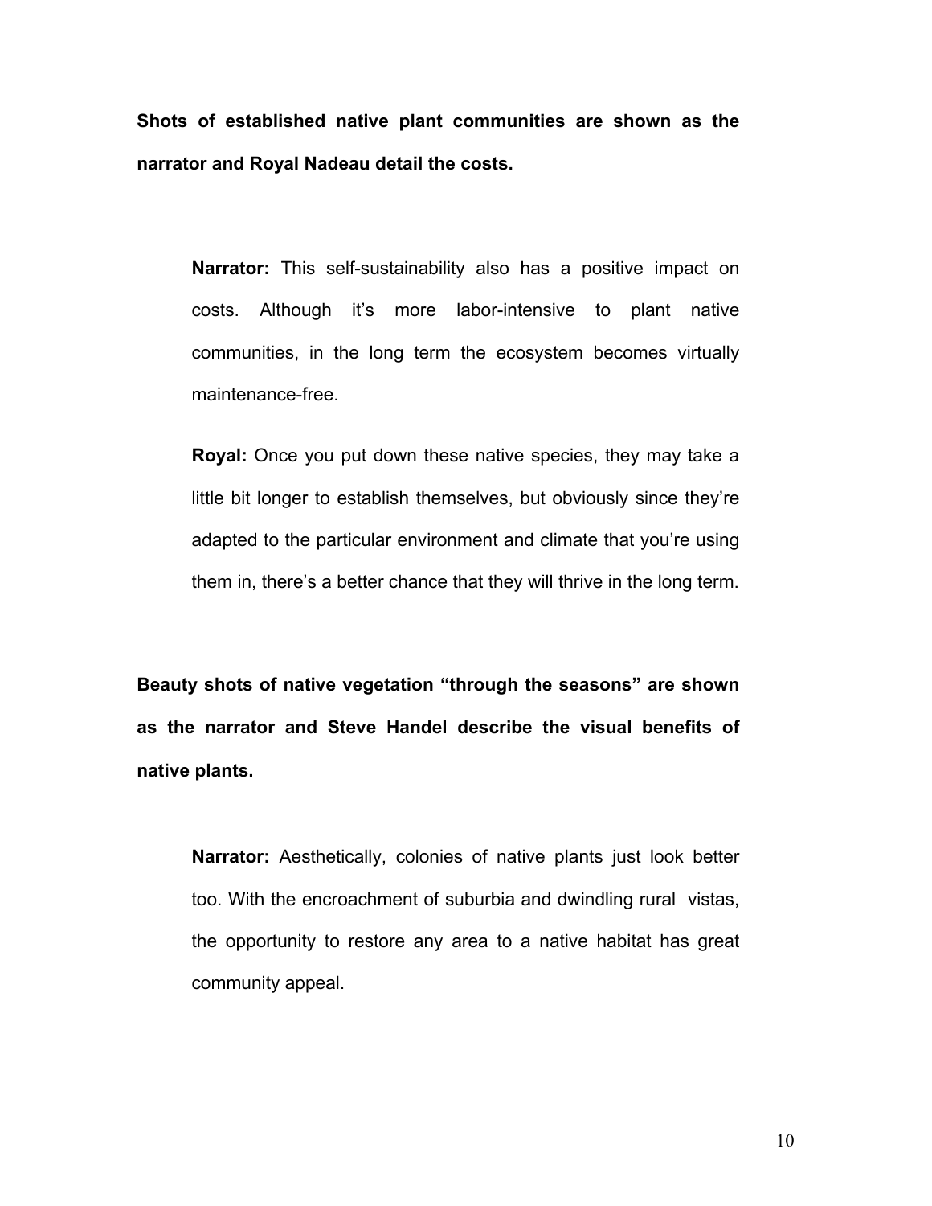**Shots of established native plant communities are shown as the narrator and Royal Nadeau detail the costs.**

> **Narrator:** This self-sustainability also has a positive impact on costs. Although it's more labor-intensive to plant native communities, in the long term the ecosystem becomes virtually maintenance-free.
>
> **Royal:** Once you put down these native species, they may take a little bit longer to establish themselves, but obviously since they're adapted to the particular environment and climate that you're using them in, there's a better chance that they will thrive in the long term.

**Beauty shots of native vegetation "through the seasons" are shown as the narrator and Steve Handel describe the visual benefits of native plants.**

> **Narrator:** Aesthetically, colonies of native plants just look better too. With the encroachment of suburbia and dwindling rural vistas, the opportunity to restore any area to a native habitat has great community appeal.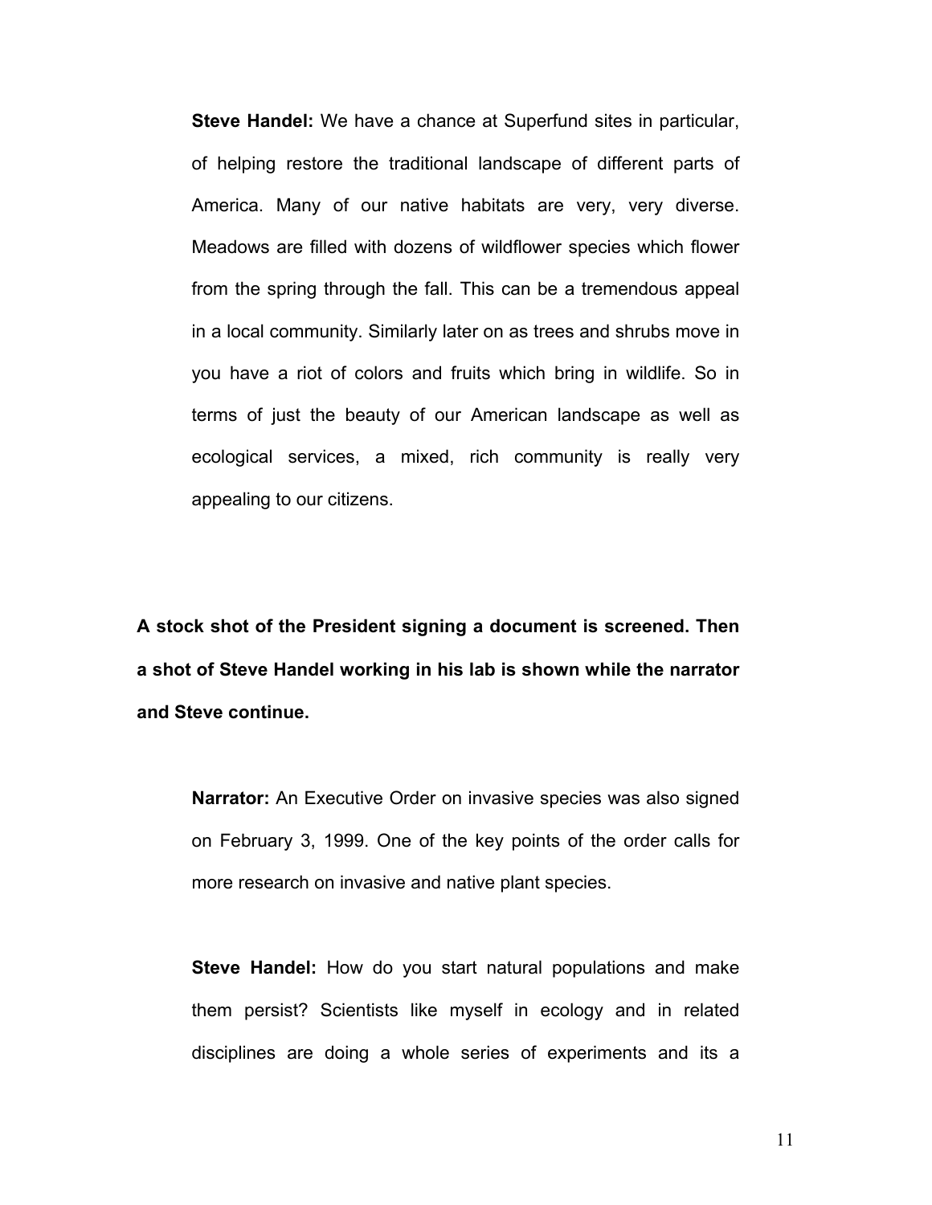**Steve Handel:** We have a chance at Superfund sites in particular, of helping restore the traditional landscape of different parts of America. Many of our native habitats are very, very diverse. Meadows are filled with dozens of wildflower species which flower from the spring through the fall. This can be a tremendous appeal in a local community. Similarly later on as trees and shrubs move in you have a riot of colors and fruits which bring in wildlife. So in terms of just the beauty of our American landscape as well as ecological services, a mixed, rich community is really very appealing to our citizens.

**A stock shot of the President signing a document is screened. Then a shot of Steve Handel working in his lab is shown while the narrator and Steve continue.**

**Narrator:** An Executive Order on invasive species was also signed on February 3, 1999. One of the key points of the order calls for more research on invasive and native plant species.

**Steve Handel:** How do you start natural populations and make them persist? Scientists like myself in ecology and in related disciplines are doing a whole series of experiments and its a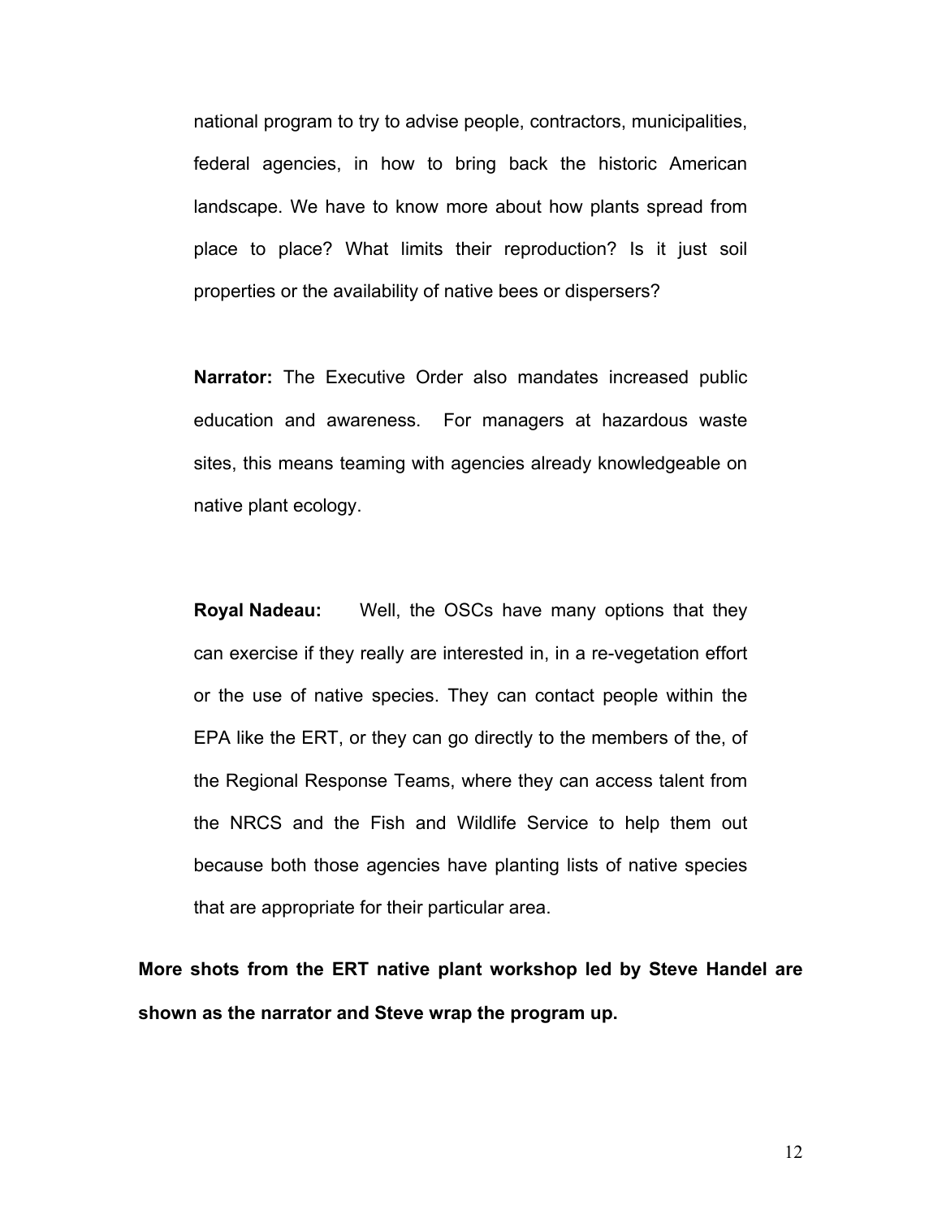national program to try to advise people, contractors, municipalities, federal agencies, in how to bring back the historic American landscape. We have to know more about how plants spread from place to place? What limits their reproduction? Is it just soil properties or the availability of native bees or dispersers?

**Narrator:** The Executive Order also mandates increased public education and awareness. For managers at hazardous waste sites, this means teaming with agencies already knowledgeable on native plant ecology.

**Royal Nadeau:** Well, the OSCs have many options that they can exercise if they really are interested in, in a re-vegetation effort or the use of native species. They can contact people within the EPA like the ERT, or they can go directly to the members of the, of the Regional Response Teams, where they can access talent from the NRCS and the Fish and Wildlife Service to help them out because both those agencies have planting lists of native species that are appropriate for their particular area.

**More shots from the ERT native plant workshop led by Steve Handel are shown as the narrator and Steve wrap the program up.**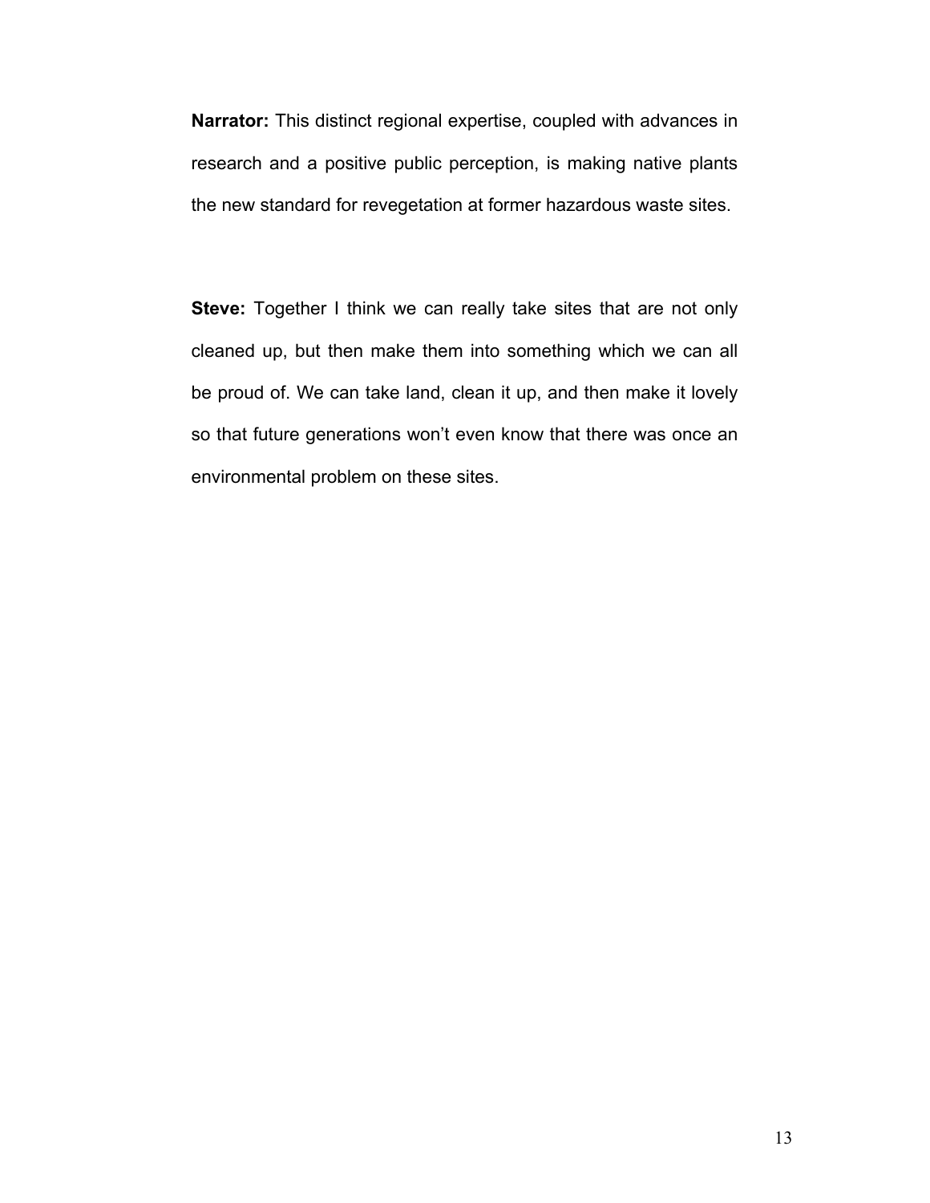**Narrator:** This distinct regional expertise, coupled with advances in research and a positive public perception, is making native plants the new standard for revegetation at former hazardous waste sites.

**Steve:** Together I think we can really take sites that are not only cleaned up, but then make them into something which we can all be proud of. We can take land, clean it up, and then make it lovely so that future generations won't even know that there was once an environmental problem on these sites.